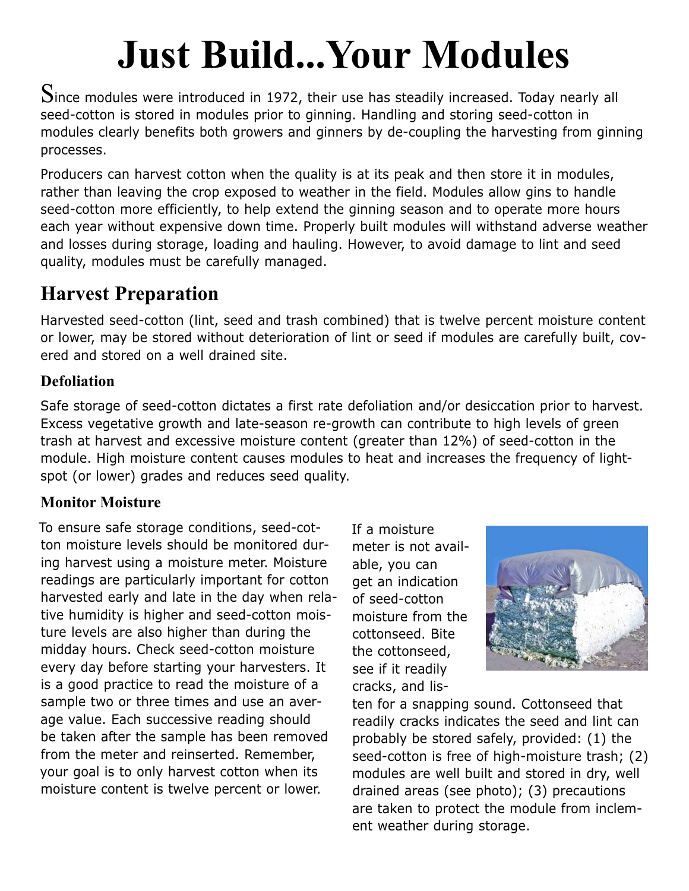# Just Build...Your Modules

Since modules were introduced in 1972, their use has steadily increased. Today nearly all seed-cotton is stored in modules prior to ginning. Handling and storing seed-cotton in modules clearly benefits both growers and ginners by de-coupling the harvesting from ginning processes.

Producers can harvest cotton when the quality is at its peak and then store it in modules, rather than leaving the crop exposed to weather in the field. Modules allow gins to handle seed-cotton more efficiently, to help extend the ginning season and to operate more hours each year without expensive down time. Properly built modules will withstand adverse weather and losses during storage, loading and hauling. However, to avoid damage to lint and seed quality, modules must be carefully managed.

## Harvest Preparation

Harvested seed-cotton (lint, seed and trash combined) that is twelve percent moisture content or lower, may be stored without deterioration of lint or seed if modules are carefully built, covered and stored on a well drained site.

### Defoliation

Safe storage of seed-cotton dictates a first rate defoliation and/or desiccation prior to harvest. Excess vegetative growth and late-season re-growth can contribute to high levels of green trash at harvest and excessive moisture content (greater than 12%) of seed-cotton in the module. High moisture content causes modules to heat and increases the frequency of light-spot (or lower) grades and reduces seed quality.

### Monitor Moisture

To ensure safe storage conditions, seed-cotton moisture levels should be monitored during harvest using a moisture meter. Moisture readings are particularly important for cotton harvested early and late in the day when relative humidity is higher and seed-cotton moisture levels are also higher than during the midday hours. Check seed-cotton moisture every day before starting your harvesters. It is a good practice to read the moisture of a sample two or three times and use an average value. Each successive reading should be taken after the sample has been removed from the meter and reinserted. Remember, your goal is to only harvest cotton when its moisture content is twelve percent or lower.

If a moisture meter is not available, you can get an indication of seed-cotton moisture from the cottonseed. Bite the cottonseed, see if it readily cracks, and listen for a snapping sound. Cottonseed that readily cracks indicates the seed and lint can probably be stored safely, provided: (1) the seed-cotton is free of high-moisture trash; (2) modules are well built and stored in dry, well drained areas (see photo); (3) precautions are taken to protect the module from inclement weather during storage.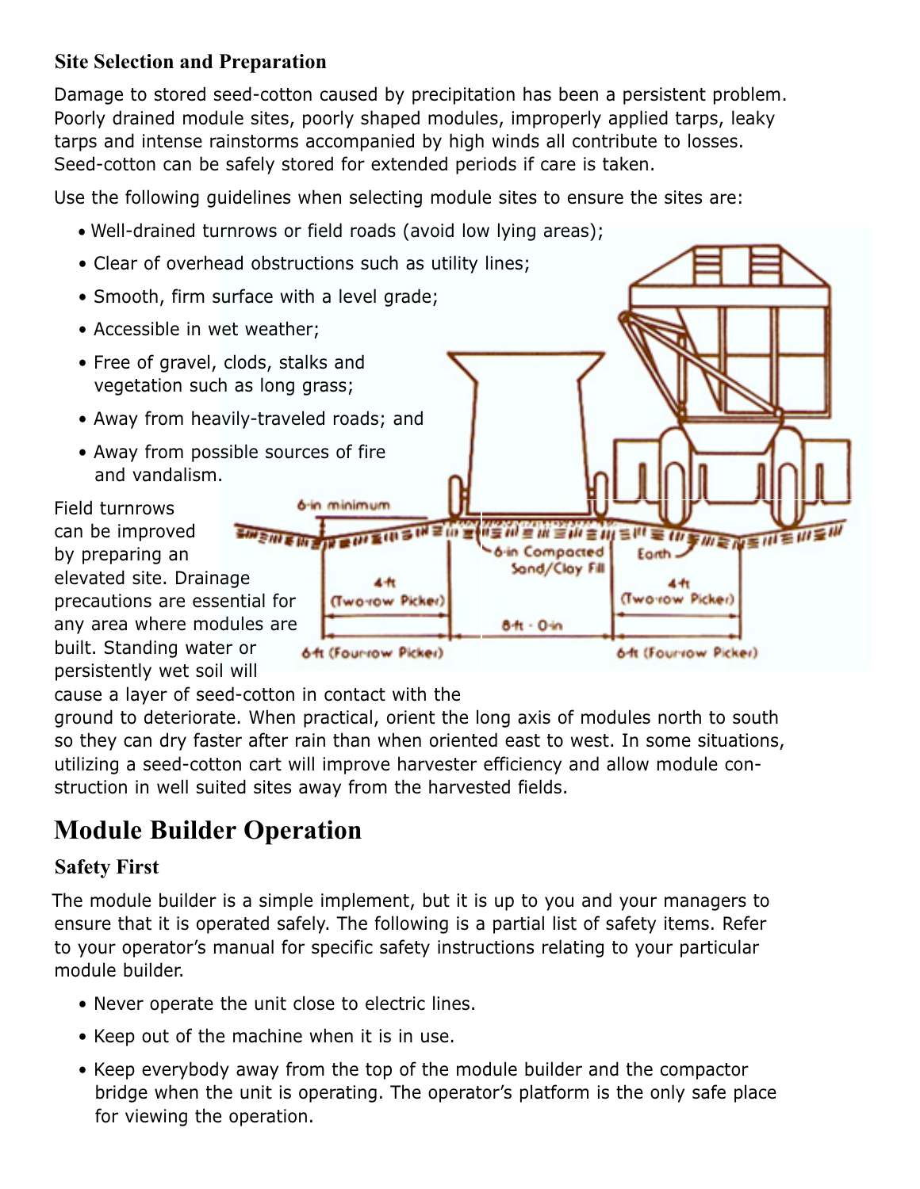### Site Selection and Preparation

Damage to stored seed-cotton caused by precipitation has been a persistent problem. Poorly drained module sites, poorly shaped modules, improperly applied tarps, leaky tarps and intense rainstorms accompanied by high winds all contribute to losses. Seed-cotton can be safely stored for extended periods if care is taken.

Use the following guidelines when selecting module sites to ensure the sites are:

- Well-drained turnrows or field roads (avoid low lying areas);
- Clear of overhead obstructions such as utility lines;
- Smooth, firm surface with a level grade;
- Accessible in wet weather;
- Free of gravel, clods, stalks and vegetation such as long grass;
- Away from heavily-traveled roads; and
- Away from possible sources of fire and vandalism.

Field turnrows can be improved by preparing an elevated site. Drainage precautions are essential for any area where modules are built. Standing water or persistently wet soil will cause a layer of seed-cotton in contact with the ground to deteriorate. When practical, orient the long axis of modules north to south so they can dry faster after rain than when oriented east to west. In some situations, utilizing a seed-cotton cart will improve harvester efficiency and allow module construction in well suited sites away from the harvested fields.

## Module Builder Operation

### Safety First

The module builder is a simple implement, but it is up to you and your managers to ensure that it is operated safely. The following is a partial list of safety items. Refer to your operator's manual for specific safety instructions relating to your particular module builder.

- Never operate the unit close to electric lines.
- Keep out of the machine when it is in use.
- Keep everybody away from the top of the module builder and the compactor bridge when the unit is operating. The operator's platform is the only safe place for viewing the operation.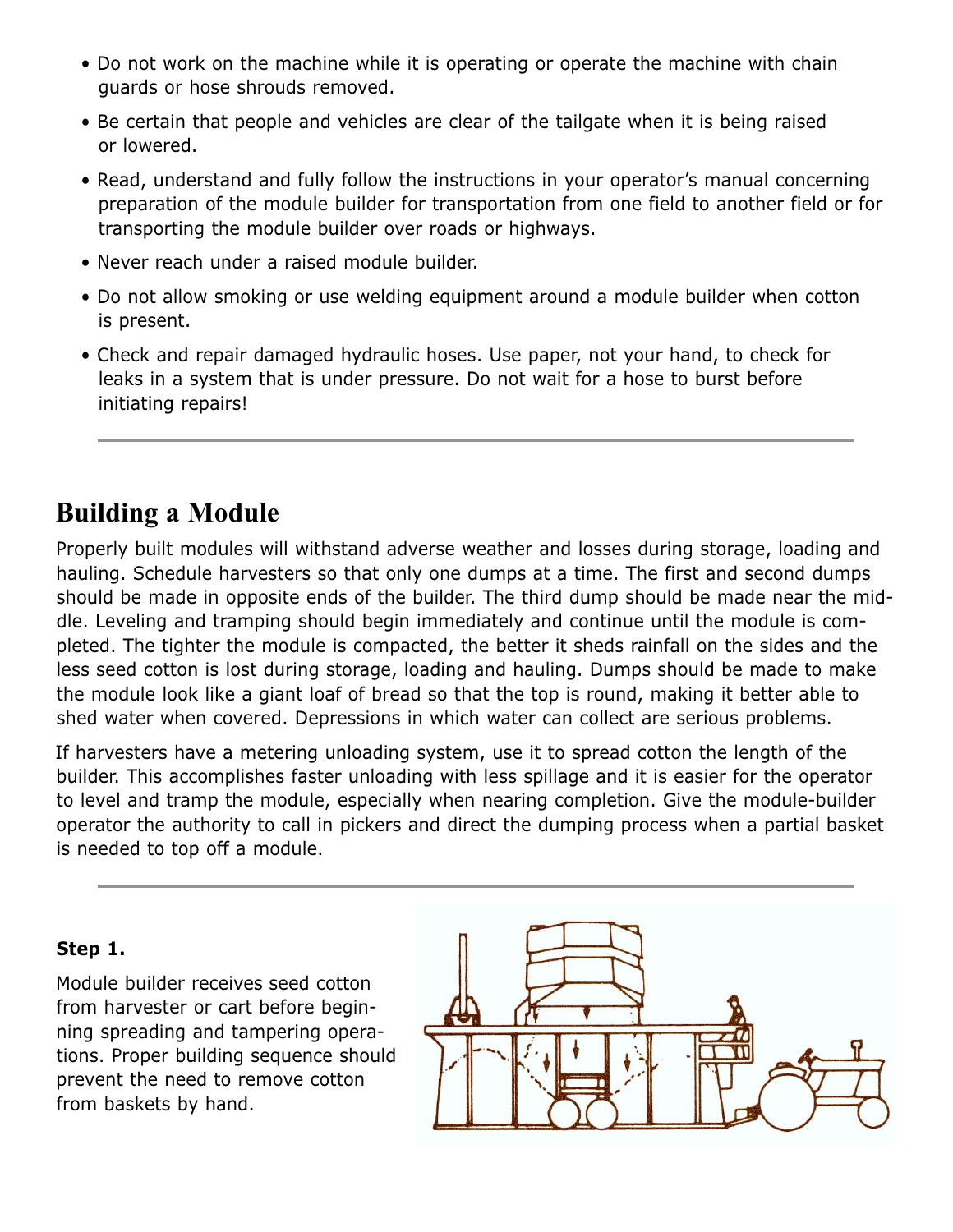- Do not work on the machine while it is operating or operate the machine with chain guards or hose shrouds removed.
- Be certain that people and vehicles are clear of the tailgate when it is being raised or lowered.
- Read, understand and fully follow the instructions in your operator's manual concerning preparation of the module builder for transportation from one field to another field or for transporting the module builder over roads or highways.
- Never reach under a raised module builder.
- Do not allow smoking or use welding equipment around a module builder when cotton is present.
- Check and repair damaged hydraulic hoses. Use paper, not your hand, to check for leaks in a system that is under pressure. Do not wait for a hose to burst before initiating repairs!

---

## Building a Module

Properly built modules will withstand adverse weather and losses during storage, loading and hauling. Schedule harvesters so that only one dumps at a time. The first and second dumps should be made in opposite ends of the builder. The third dump should be made near the middle. Leveling and tramping should begin immediately and continue until the module is completed. The tighter the module is compacted, the better it sheds rainfall on the sides and the less seed cotton is lost during storage, loading and hauling. Dumps should be made to make the module look like a giant loaf of bread so that the top is round, making it better able to shed water when covered. Depressions in which water can collect are serious problems.

If harvesters have a metering unloading system, use it to spread cotton the length of the builder. This accomplishes faster unloading with less spillage and it is easier for the operator to level and tramp the module, especially when nearing completion. Give the module-builder operator the authority to call in pickers and direct the dumping process when a partial basket is needed to top off a module.

---

**Step 1.**

Module builder receives seed cotton from harvester or cart before beginning spreading and tampering operations. Proper building sequence should prevent the need to remove cotton from baskets by hand.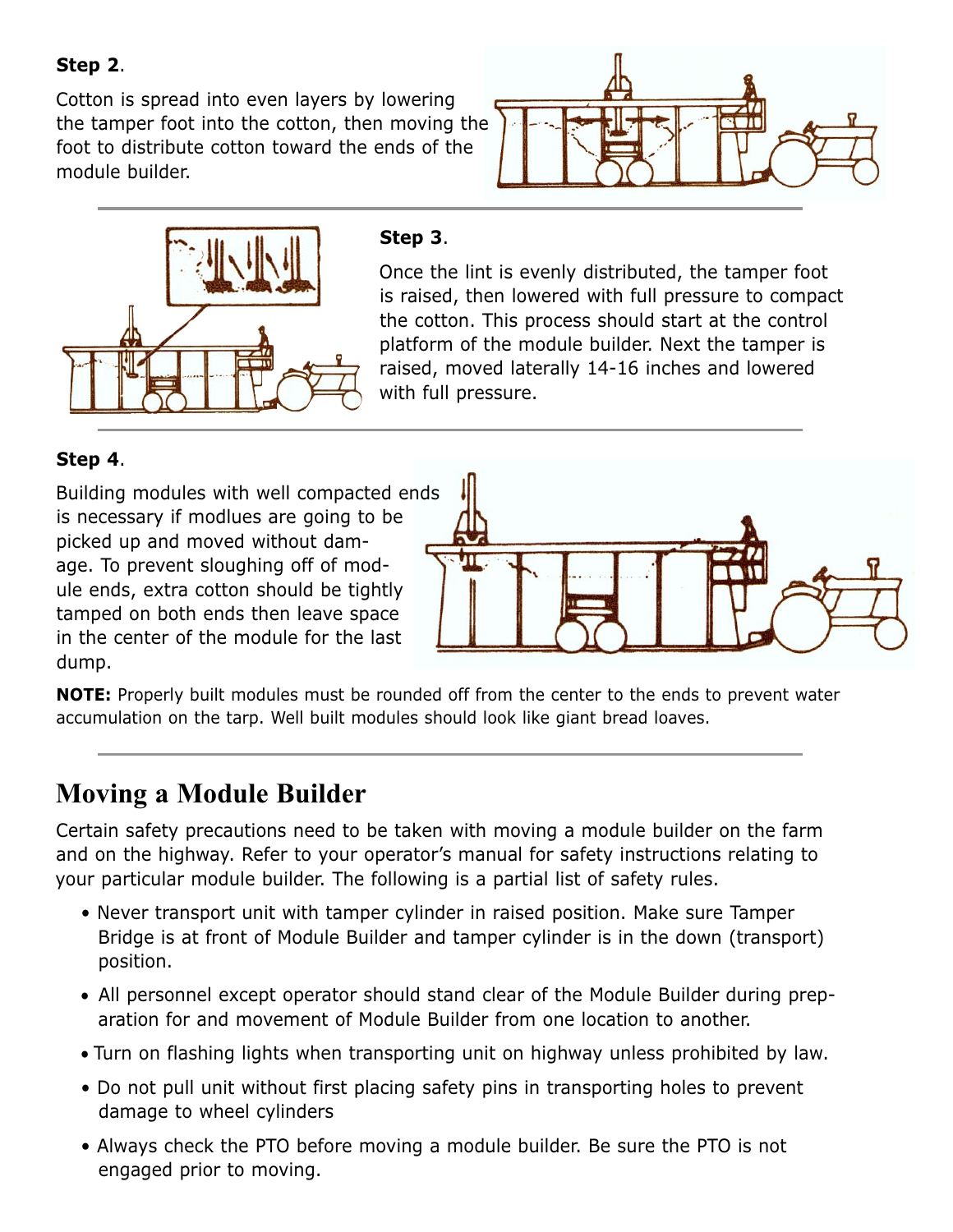**Step 2**.

Cotton is spread into even layers by lowering the tamper foot into the cotton, then moving the foot to distribute cotton toward the ends of the module builder.

**Step 3**.

Once the lint is evenly distributed, the tamper foot is raised, then lowered with full pressure to compact the cotton. This process should start at the control platform of the module builder. Next the tamper is raised, moved laterally 14-16 inches and lowered with full pressure.

**Step 4**.

Building modules with well compacted ends is necessary if modlues are going to be picked up and moved without damage. To prevent sloughing off of module ends, extra cotton should be tightly tamped on both ends then leave space in the center of the module for the last dump.

**NOTE:** Properly built modules must be rounded off from the center to the ends to prevent water accumulation on the tarp. Well built modules should look like giant bread loaves.

# Moving a Module Builder

Certain safety precautions need to be taken with moving a module builder on the farm and on the highway. Refer to your operator's manual for safety instructions relating to your particular module builder. The following is a partial list of safety rules.

- Never transport unit with tamper cylinder in raised position. Make sure Tamper Bridge is at front of Module Builder and tamper cylinder is in the down (transport) position.
- All personnel except operator should stand clear of the Module Builder during preparation for and movement of Module Builder from one location to another.
- Turn on flashing lights when transporting unit on highway unless prohibited by law.
- Do not pull unit without first placing safety pins in transporting holes to prevent damage to wheel cylinders
- Always check the PTO before moving a module builder. Be sure the PTO is not engaged prior to moving.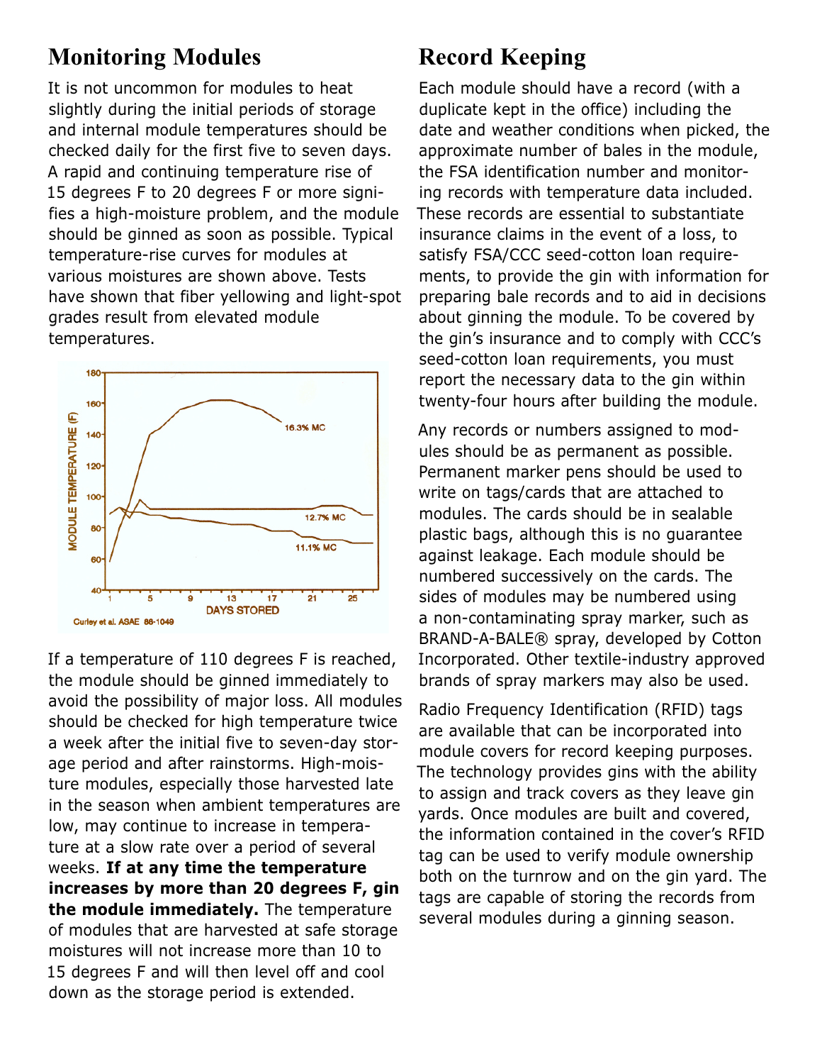## Monitoring Modules

It is not uncommon for modules to heat slightly during the initial periods of storage and internal module temperatures should be checked daily for the first five to seven days. A rapid and continuing temperature rise of 15 degrees F to 20 degrees F or more signifies a high-moisture problem, and the module should be ginned as soon as possible. Typical temperature-rise curves for modules at various moistures are shown above. Tests have shown that fiber yellowing and light-spot grades result from elevated module temperatures.

If a temperature of 110 degrees F is reached, the module should be ginned immediately to avoid the possibility of major loss. All modules should be checked for high temperature twice a week after the initial five to seven-day storage period and after rainstorms. High-moisture modules, especially those harvested late in the season when ambient temperatures are low, may continue to increase in temperature at a slow rate over a period of several weeks. **If at any time the temperature increases by more than 20 degrees F, gin the module immediately.** The temperature of modules that are harvested at safe storage moistures will not increase more than 10 to 15 degrees F and will then level off and cool down as the storage period is extended.

## Record Keeping

Each module should have a record (with a duplicate kept in the office) including the date and weather conditions when picked, the approximate number of bales in the module, the FSA identification number and monitoring records with temperature data included. These records are essential to substantiate insurance claims in the event of a loss, to satisfy FSA/CCC seed-cotton loan requirements, to provide the gin with information for preparing bale records and to aid in decisions about ginning the module. To be covered by the gin's insurance and to comply with CCC's seed-cotton loan requirements, you must report the necessary data to the gin within twenty-four hours after building the module.

Any records or numbers assigned to modules should be as permanent as possible. Permanent marker pens should be used to write on tags/cards that are attached to modules. The cards should be in sealable plastic bags, although this is no guarantee against leakage. Each module should be numbered successively on the cards. The sides of modules may be numbered using a non-contaminating spray marker, such as BRAND-A-BALE® spray, developed by Cotton Incorporated. Other textile-industry approved brands of spray markers may also be used.

Radio Frequency Identification (RFID) tags are available that can be incorporated into module covers for record keeping purposes. The technology provides gins with the ability to assign and track covers as they leave gin yards. Once modules are built and covered, the information contained in the cover's RFID tag can be used to verify module ownership both on the turnrow and on the gin yard. The tags are capable of storing the records from several modules during a ginning season.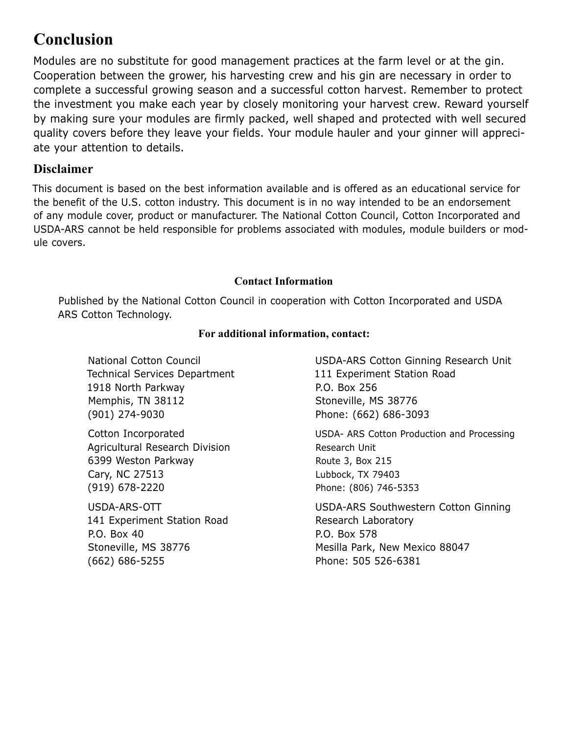# Conclusion

Modules are no substitute for good management practices at the farm level or at the gin. Cooperation between the grower, his harvesting crew and his gin are necessary in order to complete a successful growing season and a successful cotton harvest. Remember to protect the investment you make each year by closely monitoring your harvest crew. Reward yourself by making sure your modules are firmly packed, well shaped and protected with well secured quality covers before they leave your fields. Your module hauler and your ginner will appreciate your attention to details.

## Disclaimer

This document is based on the best information available and is offered as an educational service for the benefit of the U.S. cotton industry. This document is in no way intended to be an endorsement of any module cover, product or manufacturer. The National Cotton Council, Cotton Incorporated and USDA-ARS cannot be held responsible for problems associated with modules, module builders or module covers.

### Contact Information

Published by the National Cotton Council in cooperation with Cotton Incorporated and USDA ARS Cotton Technology.

**For additional information, contact:**

National Cotton Council
Technical Services Department
1918 North Parkway
Memphis, TN 38112
(901) 274-9030

Cotton Incorporated
Agricultural Research Division
6399 Weston Parkway
Cary, NC 27513
(919) 678-2220

USDA-ARS-OTT
141 Experiment Station Road
P.O. Box 40
Stoneville, MS 38776
(662) 686-5255

USDA-ARS Cotton Ginning Research Unit
111 Experiment Station Road
P.O. Box 256
Stoneville, MS 38776
Phone: (662) 686-3093

USDA- ARS Cotton Production and Processing Research Unit
Route 3, Box 215
Lubbock, TX 79403
Phone: (806) 746-5353

USDA-ARS Southwestern Cotton Ginning Research Laboratory
P.O. Box 578
Mesilla Park, New Mexico 88047
Phone: 505 526-6381